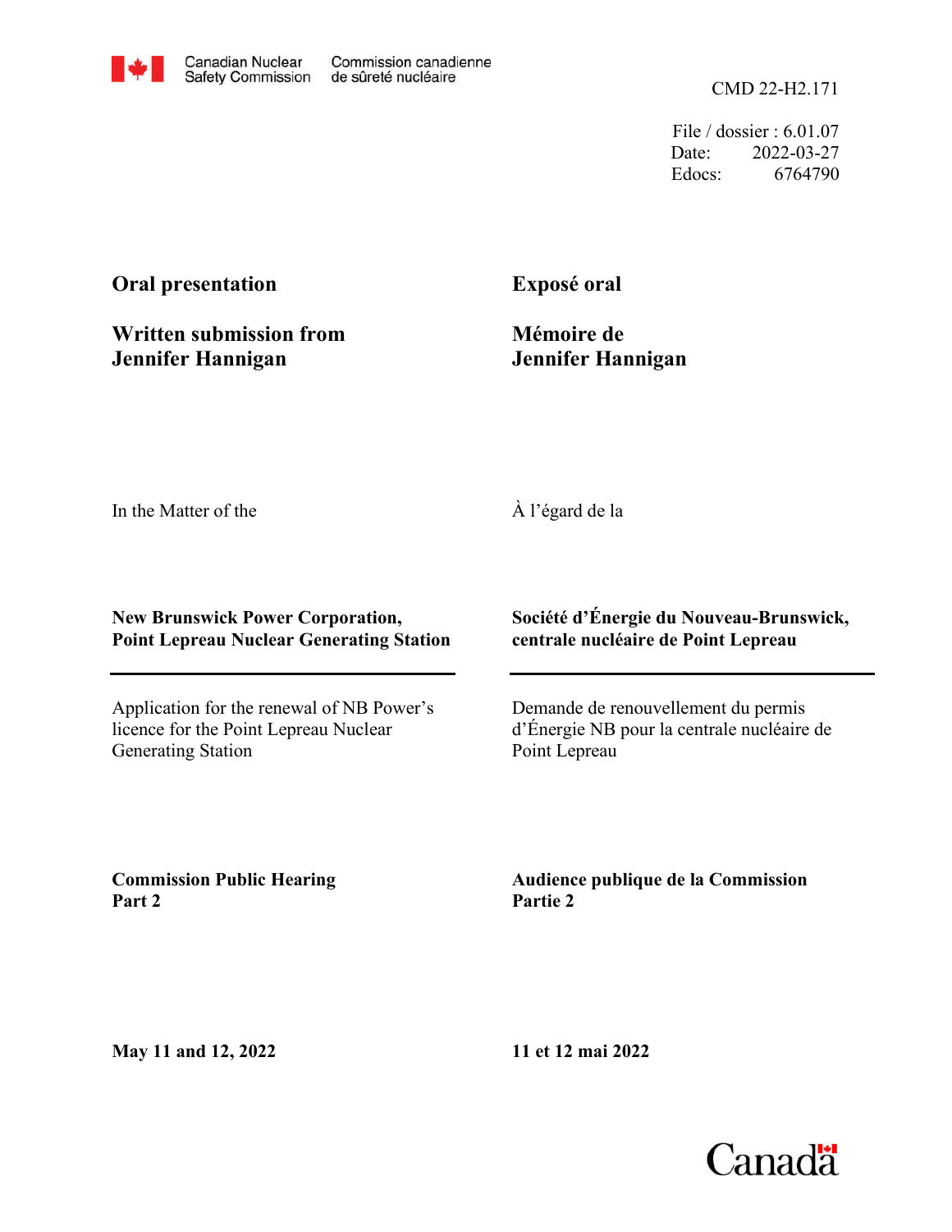Canadian Nuclear Safety Commission | Commission canadienne de sûreté nucléaire

CMD 22-H2.171

File / dossier : 6.01.07
Date: 2022-03-27
Edocs: 6764790

**Oral presentation**

**Written submission from Jennifer Hannigan**

**Exposé oral**

**Mémoire de Jennifer Hannigan**

In the Matter of the

À l'égard de la

**New Brunswick Power Corporation, Point Lepreau Nuclear Generating Station**

**Société d'Énergie du Nouveau-Brunswick, centrale nucléaire de Point Lepreau**

Application for the renewal of NB Power's licence for the Point Lepreau Nuclear Generating Station

Demande de renouvellement du permis d'Énergie NB pour la centrale nucléaire de Point Lepreau

**Commission Public Hearing Part 2**

**Audience publique de la Commission Partie 2**

**May 11 and 12, 2022**

**11 et 12 mai 2022**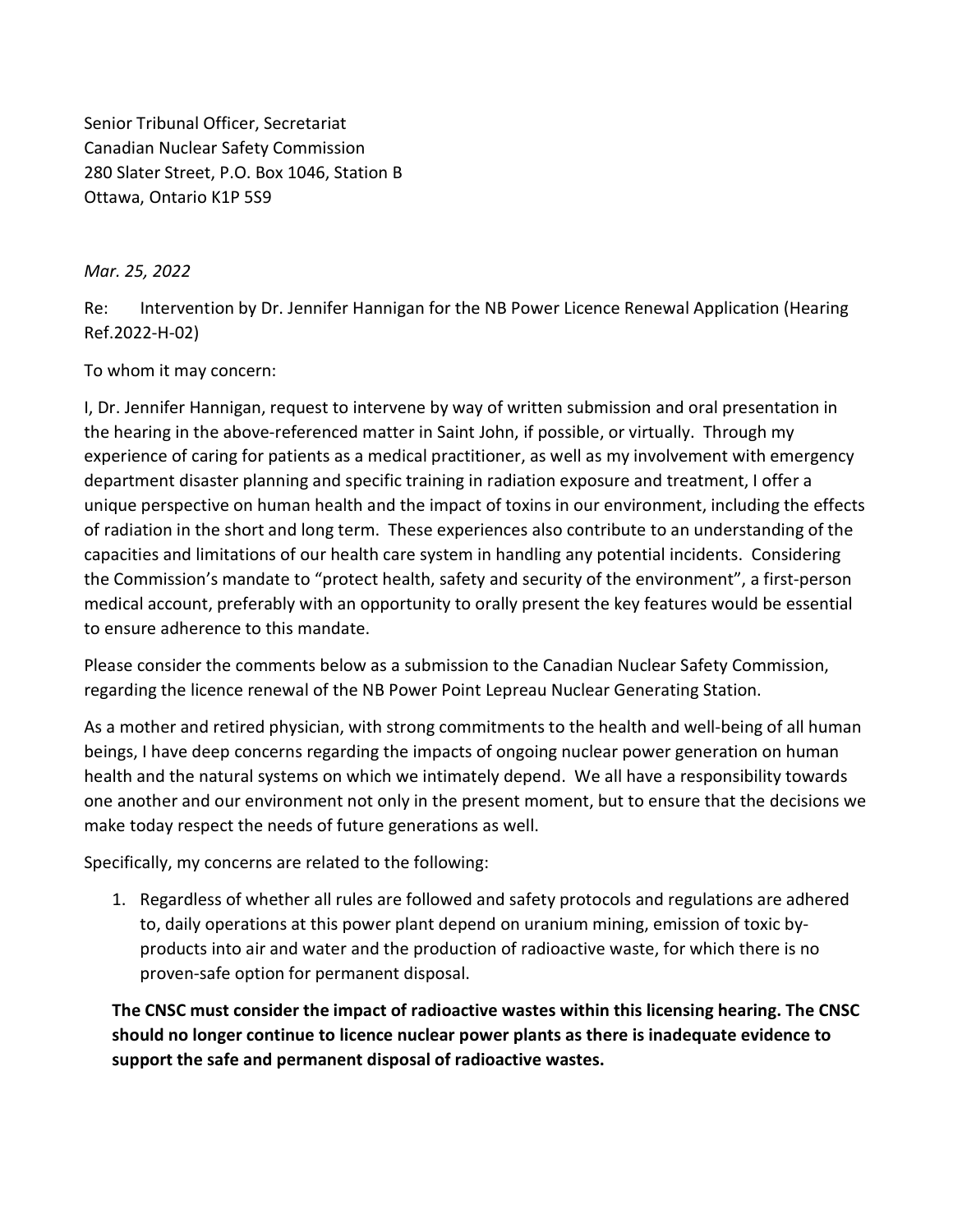Senior Tribunal Officer, Secretariat
Canadian Nuclear Safety Commission
280 Slater Street, P.O. Box 1046, Station B
Ottawa, Ontario K1P 5S9

*Mar. 25, 2022*

Re: Intervention by Dr. Jennifer Hannigan for the NB Power Licence Renewal Application (Hearing Ref.2022-H-02)

To whom it may concern:

I, Dr. Jennifer Hannigan, request to intervene by way of written submission and oral presentation in the hearing in the above-referenced matter in Saint John, if possible, or virtually. Through my experience of caring for patients as a medical practitioner, as well as my involvement with emergency department disaster planning and specific training in radiation exposure and treatment, I offer a unique perspective on human health and the impact of toxins in our environment, including the effects of radiation in the short and long term. These experiences also contribute to an understanding of the capacities and limitations of our health care system in handling any potential incidents. Considering the Commission's mandate to "protect health, safety and security of the environment", a first-person medical account, preferably with an opportunity to orally present the key features would be essential to ensure adherence to this mandate.

Please consider the comments below as a submission to the Canadian Nuclear Safety Commission, regarding the licence renewal of the NB Power Point Lepreau Nuclear Generating Station.

As a mother and retired physician, with strong commitments to the health and well-being of all human beings, I have deep concerns regarding the impacts of ongoing nuclear power generation on human health and the natural systems on which we intimately depend. We all have a responsibility towards one another and our environment not only in the present moment, but to ensure that the decisions we make today respect the needs of future generations as well.

Specifically, my concerns are related to the following:

1. Regardless of whether all rules are followed and safety protocols and regulations are adhered to, daily operations at this power plant depend on uranium mining, emission of toxic by-products into air and water and the production of radioactive waste, for which there is no proven-safe option for permanent disposal.

**The CNSC must consider the impact of radioactive wastes within this licensing hearing. The CNSC should no longer continue to licence nuclear power plants as there is inadequate evidence to support the safe and permanent disposal of radioactive wastes.**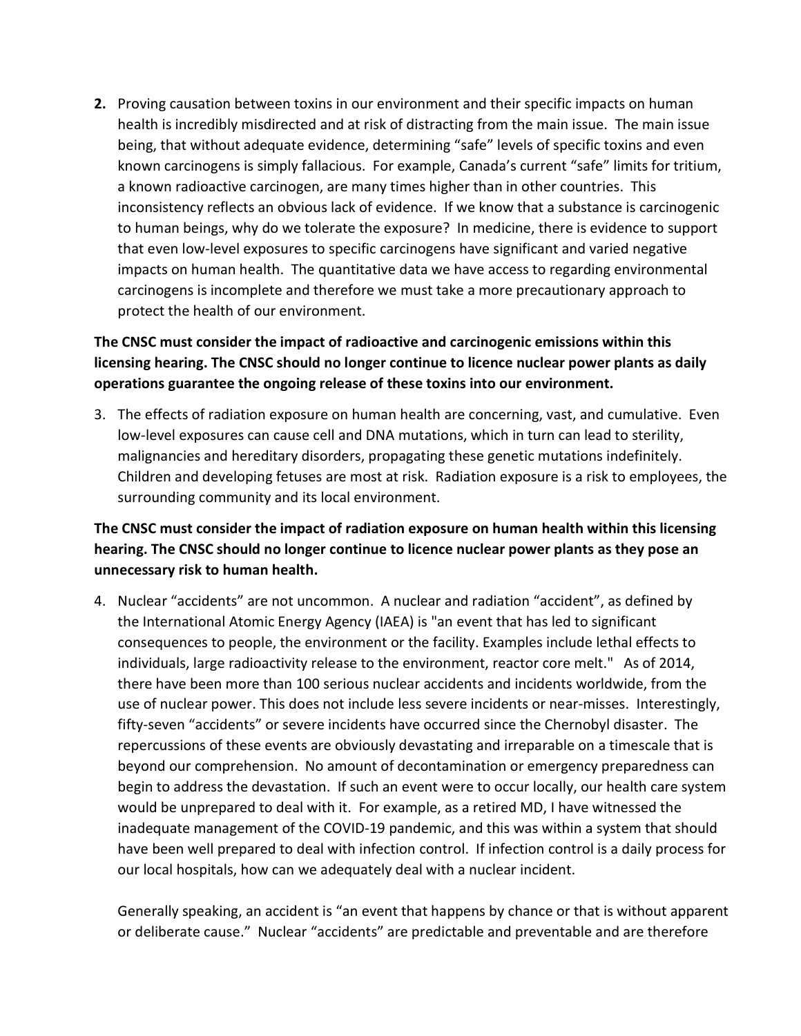**2.** Proving causation between toxins in our environment and their specific impacts on human health is incredibly misdirected and at risk of distracting from the main issue. The main issue being, that without adequate evidence, determining "safe" levels of specific toxins and even known carcinogens is simply fallacious. For example, Canada's current "safe" limits for tritium, a known radioactive carcinogen, are many times higher than in other countries. This inconsistency reflects an obvious lack of evidence. If we know that a substance is carcinogenic to human beings, why do we tolerate the exposure? In medicine, there is evidence to support that even low-level exposures to specific carcinogens have significant and varied negative impacts on human health. The quantitative data we have access to regarding environmental carcinogens is incomplete and therefore we must take a more precautionary approach to protect the health of our environment.

**The CNSC must consider the impact of radioactive and carcinogenic emissions within this licensing hearing. The CNSC should no longer continue to licence nuclear power plants as daily operations guarantee the ongoing release of these toxins into our environment.**

3. The effects of radiation exposure on human health are concerning, vast, and cumulative. Even low-level exposures can cause cell and DNA mutations, which in turn can lead to sterility, malignancies and hereditary disorders, propagating these genetic mutations indefinitely. Children and developing fetuses are most at risk. Radiation exposure is a risk to employees, the surrounding community and its local environment.

**The CNSC must consider the impact of radiation exposure on human health within this licensing hearing. The CNSC should no longer continue to licence nuclear power plants as they pose an unnecessary risk to human health.**

4. Nuclear "accidents" are not uncommon. A nuclear and radiation "accident", as defined by the International Atomic Energy Agency (IAEA) is "an event that has led to significant consequences to people, the environment or the facility. Examples include lethal effects to individuals, large radioactivity release to the environment, reactor core melt." As of 2014, there have been more than 100 serious nuclear accidents and incidents worldwide, from the use of nuclear power. This does not include less severe incidents or near-misses. Interestingly, fifty-seven "accidents" or severe incidents have occurred since the Chernobyl disaster. The repercussions of these events are obviously devastating and irreparable on a timescale that is beyond our comprehension. No amount of decontamination or emergency preparedness can begin to address the devastation. If such an event were to occur locally, our health care system would be unprepared to deal with it. For example, as a retired MD, I have witnessed the inadequate management of the COVID-19 pandemic, and this was within a system that should have been well prepared to deal with infection control. If infection control is a daily process for our local hospitals, how can we adequately deal with a nuclear incident.

   Generally speaking, an accident is "an event that happens by chance or that is without apparent or deliberate cause." Nuclear "accidents" are predictable and preventable and are therefore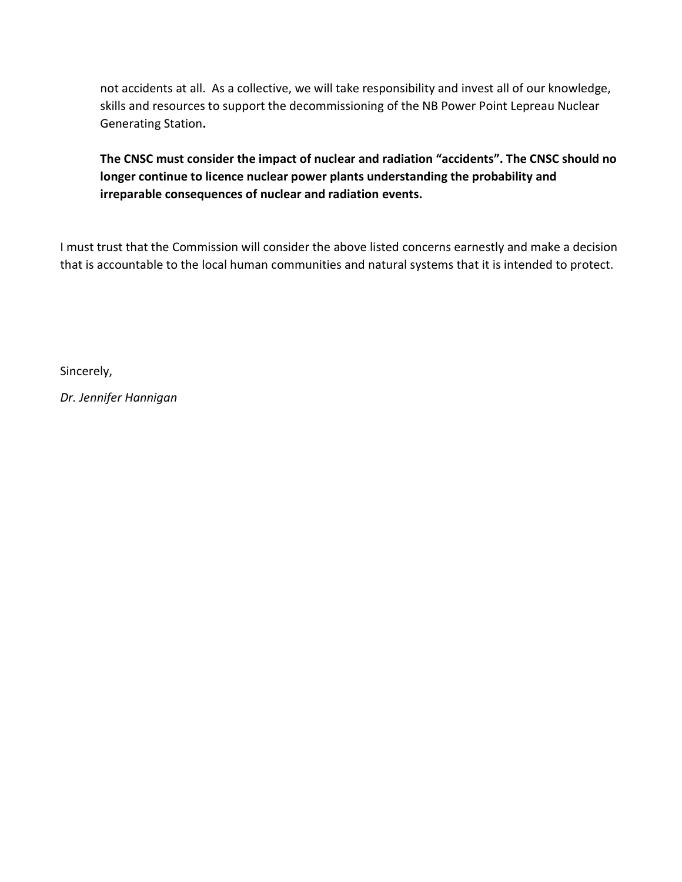not accidents at all. As a collective, we will take responsibility and invest all of our knowledge, skills and resources to support the decommissioning of the NB Power Point Lepreau Nuclear Generating Station**.**

**The CNSC must consider the impact of nuclear and radiation "accidents". The CNSC should no longer continue to licence nuclear power plants understanding the probability and irreparable consequences of nuclear and radiation events.**

I must trust that the Commission will consider the above listed concerns earnestly and make a decision that is accountable to the local human communities and natural systems that it is intended to protect.

Sincerely,

*Dr. Jennifer Hannigan*